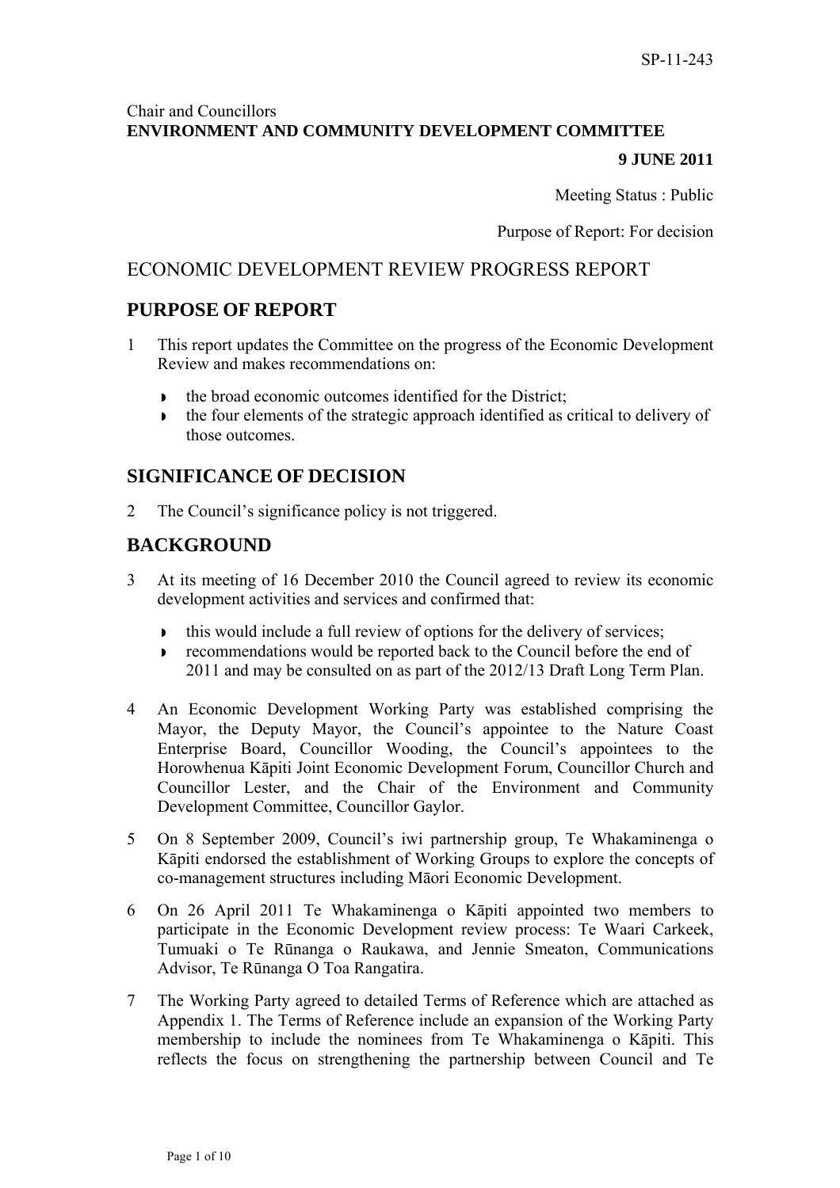SP-11-243

Chair and Councillors
**ENVIRONMENT AND COMMUNITY DEVELOPMENT COMMITTEE**

**9 JUNE 2011**

Meeting Status : Public

Purpose of Report: For decision

# ECONOMIC DEVELOPMENT REVIEW PROGRESS REPORT

## PURPOSE OF REPORT

1 This report updates the Committee on the progress of the Economic Development Review and makes recommendations on:

- the broad economic outcomes identified for the District;
- the four elements of the strategic approach identified as critical to delivery of those outcomes.

## SIGNIFICANCE OF DECISION

2 The Council's significance policy is not triggered.

## BACKGROUND

3 At its meeting of 16 December 2010 the Council agreed to review its economic development activities and services and confirmed that:

- this would include a full review of options for the delivery of services;
- recommendations would be reported back to the Council before the end of 2011 and may be consulted on as part of the 2012/13 Draft Long Term Plan.

4 An Economic Development Working Party was established comprising the Mayor, the Deputy Mayor, the Council's appointee to the Nature Coast Enterprise Board, Councillor Wooding, the Council's appointees to the Horowhenua Kāpiti Joint Economic Development Forum, Councillor Church and Councillor Lester, and the Chair of the Environment and Community Development Committee, Councillor Gaylor.

5 On 8 September 2009, Council's iwi partnership group, Te Whakaminenga o Kāpiti endorsed the establishment of Working Groups to explore the concepts of co-management structures including Māori Economic Development.

6 On 26 April 2011 Te Whakaminenga o Kāpiti appointed two members to participate in the Economic Development review process: Te Waari Carkeek, Tumuaki o Te Rūnanga o Raukawa, and Jennie Smeaton, Communications Advisor, Te Rūnanga O Toa Rangatira.

7 The Working Party agreed to detailed Terms of Reference which are attached as Appendix 1. The Terms of Reference include an expansion of the Working Party membership to include the nominees from Te Whakaminenga o Kāpiti. This reflects the focus on strengthening the partnership between Council and Te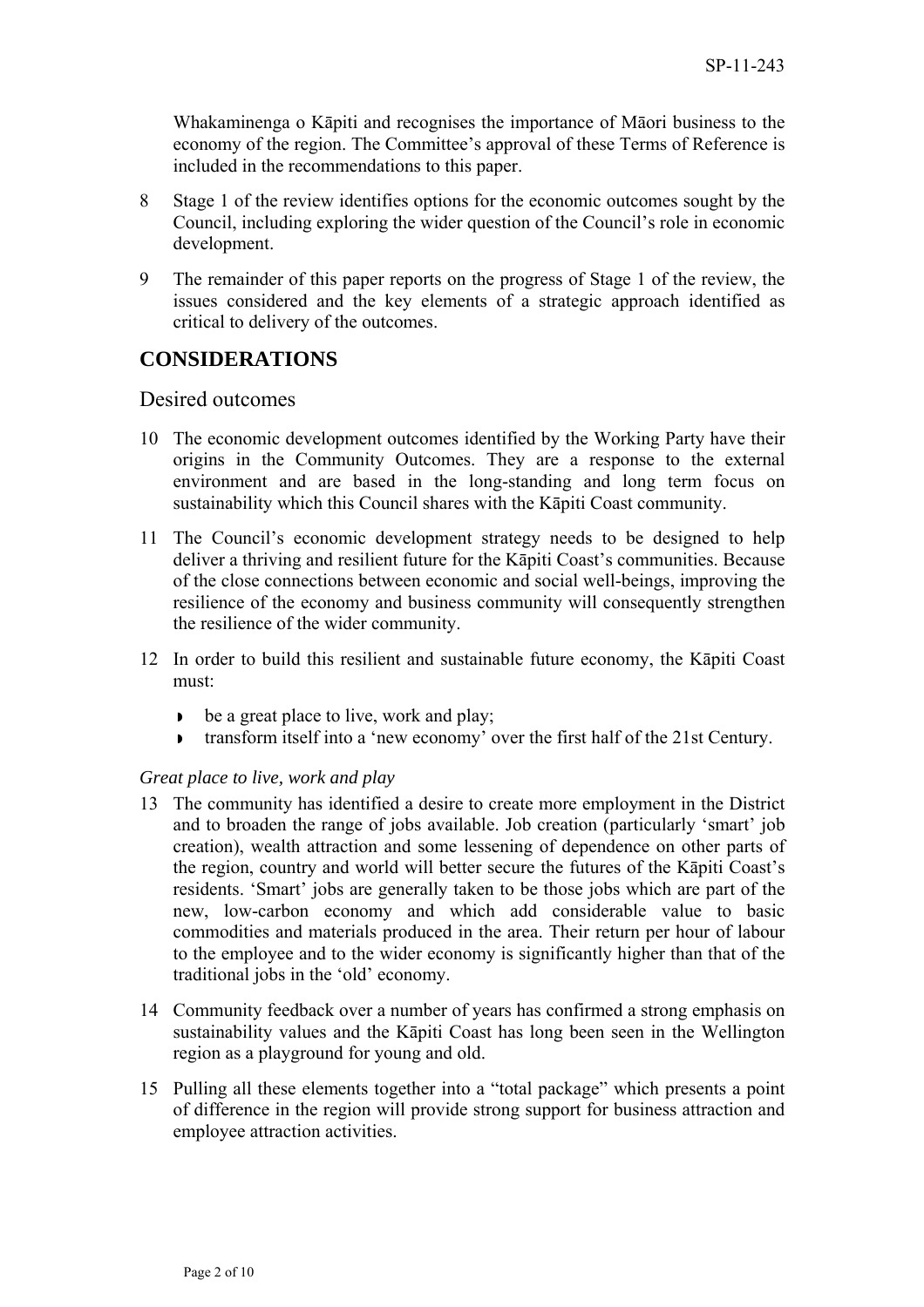Whakaminenga o Kāpiti and recognises the importance of Māori business to the economy of the region. The Committee's approval of these Terms of Reference is included in the recommendations to this paper.

8 Stage 1 of the review identifies options for the economic outcomes sought by the Council, including exploring the wider question of the Council's role in economic development.

9 The remainder of this paper reports on the progress of Stage 1 of the review, the issues considered and the key elements of a strategic approach identified as critical to delivery of the outcomes.

## CONSIDERATIONS

### Desired outcomes

10 The economic development outcomes identified by the Working Party have their origins in the Community Outcomes. They are a response to the external environment and are based in the long-standing and long term focus on sustainability which this Council shares with the Kāpiti Coast community.

11 The Council's economic development strategy needs to be designed to help deliver a thriving and resilient future for the Kāpiti Coast's communities. Because of the close connections between economic and social well-beings, improving the resilience of the economy and business community will consequently strengthen the resilience of the wider community.

12 In order to build this resilient and sustainable future economy, the Kāpiti Coast must:

- be a great place to live, work and play;
- transform itself into a 'new economy' over the first half of the 21st Century.

*Great place to live, work and play*

13 The community has identified a desire to create more employment in the District and to broaden the range of jobs available. Job creation (particularly 'smart' job creation), wealth attraction and some lessening of dependence on other parts of the region, country and world will better secure the futures of the Kāpiti Coast's residents. 'Smart' jobs are generally taken to be those jobs which are part of the new, low-carbon economy and which add considerable value to basic commodities and materials produced in the area. Their return per hour of labour to the employee and to the wider economy is significantly higher than that of the traditional jobs in the 'old' economy.

14 Community feedback over a number of years has confirmed a strong emphasis on sustainability values and the Kāpiti Coast has long been seen in the Wellington region as a playground for young and old.

15 Pulling all these elements together into a "total package" which presents a point of difference in the region will provide strong support for business attraction and employee attraction activities.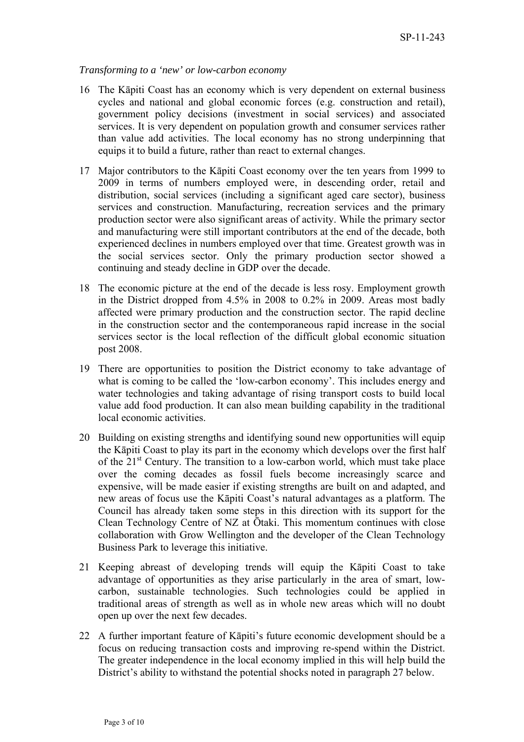*Transforming to a 'new' or low-carbon economy*

16 The Kāpiti Coast has an economy which is very dependent on external business cycles and national and global economic forces (e.g. construction and retail), government policy decisions (investment in social services) and associated services. It is very dependent on population growth and consumer services rather than value add activities. The local economy has no strong underpinning that equips it to build a future, rather than react to external changes.

17 Major contributors to the Kāpiti Coast economy over the ten years from 1999 to 2009 in terms of numbers employed were, in descending order, retail and distribution, social services (including a significant aged care sector), business services and construction. Manufacturing, recreation services and the primary production sector were also significant areas of activity. While the primary sector and manufacturing were still important contributors at the end of the decade, both experienced declines in numbers employed over that time. Greatest growth was in the social services sector. Only the primary production sector showed a continuing and steady decline in GDP over the decade.

18 The economic picture at the end of the decade is less rosy. Employment growth in the District dropped from 4.5% in 2008 to 0.2% in 2009. Areas most badly affected were primary production and the construction sector. The rapid decline in the construction sector and the contemporaneous rapid increase in the social services sector is the local reflection of the difficult global economic situation post 2008.

19 There are opportunities to position the District economy to take advantage of what is coming to be called the 'low-carbon economy'. This includes energy and water technologies and taking advantage of rising transport costs to build local value add food production. It can also mean building capability in the traditional local economic activities.

20 Building on existing strengths and identifying sound new opportunities will equip the Kāpiti Coast to play its part in the economy which develops over the first half of the 21st Century. The transition to a low-carbon world, which must take place over the coming decades as fossil fuels become increasingly scarce and expensive, will be made easier if existing strengths are built on and adapted, and new areas of focus use the Kāpiti Coast's natural advantages as a platform. The Council has already taken some steps in this direction with its support for the Clean Technology Centre of NZ at Ōtaki. This momentum continues with close collaboration with Grow Wellington and the developer of the Clean Technology Business Park to leverage this initiative.

21 Keeping abreast of developing trends will equip the Kāpiti Coast to take advantage of opportunities as they arise particularly in the area of smart, low-carbon, sustainable technologies. Such technologies could be applied in traditional areas of strength as well as in whole new areas which will no doubt open up over the next few decades.

22 A further important feature of Kāpiti's future economic development should be a focus on reducing transaction costs and improving re-spend within the District. The greater independence in the local economy implied in this will help build the District's ability to withstand the potential shocks noted in paragraph 27 below.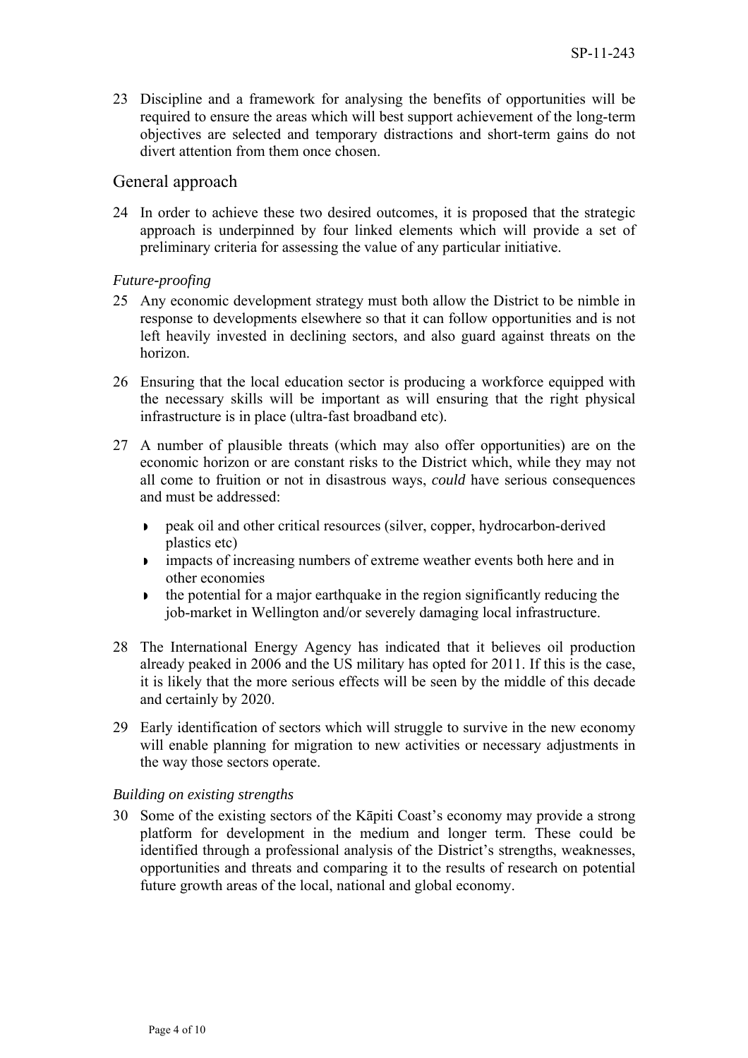23 Discipline and a framework for analysing the benefits of opportunities will be required to ensure the areas which will best support achievement of the long-term objectives are selected and temporary distractions and short-term gains do not divert attention from them once chosen.

## General approach

24 In order to achieve these two desired outcomes, it is proposed that the strategic approach is underpinned by four linked elements which will provide a set of preliminary criteria for assessing the value of any particular initiative.

*Future-proofing*

25 Any economic development strategy must both allow the District to be nimble in response to developments elsewhere so that it can follow opportunities and is not left heavily invested in declining sectors, and also guard against threats on the horizon.

26 Ensuring that the local education sector is producing a workforce equipped with the necessary skills will be important as will ensuring that the right physical infrastructure is in place (ultra-fast broadband etc).

27 A number of plausible threats (which may also offer opportunities) are on the economic horizon or are constant risks to the District which, while they may not all come to fruition or not in disastrous ways, *could* have serious consequences and must be addressed:

- peak oil and other critical resources (silver, copper, hydrocarbon-derived plastics etc)
- impacts of increasing numbers of extreme weather events both here and in other economies
- the potential for a major earthquake in the region significantly reducing the job-market in Wellington and/or severely damaging local infrastructure.

28 The International Energy Agency has indicated that it believes oil production already peaked in 2006 and the US military has opted for 2011. If this is the case, it is likely that the more serious effects will be seen by the middle of this decade and certainly by 2020.

29 Early identification of sectors which will struggle to survive in the new economy will enable planning for migration to new activities or necessary adjustments in the way those sectors operate.

*Building on existing strengths*

30 Some of the existing sectors of the Kāpiti Coast's economy may provide a strong platform for development in the medium and longer term. These could be identified through a professional analysis of the District's strengths, weaknesses, opportunities and threats and comparing it to the results of research on potential future growth areas of the local, national and global economy.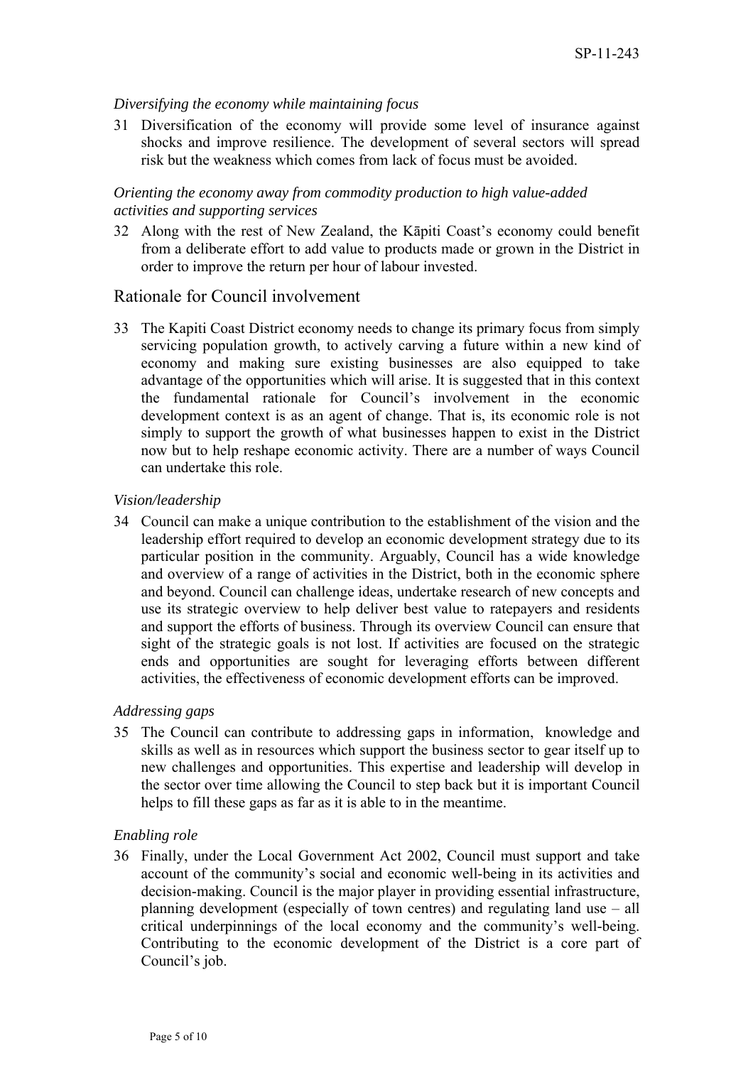*Diversifying the economy while maintaining focus*

31 Diversification of the economy will provide some level of insurance against shocks and improve resilience. The development of several sectors will spread risk but the weakness which comes from lack of focus must be avoided.

*Orienting the economy away from commodity production to high value-added activities and supporting services*

32 Along with the rest of New Zealand, the Kāpiti Coast's economy could benefit from a deliberate effort to add value to products made or grown in the District in order to improve the return per hour of labour invested.

## Rationale for Council involvement

33 The Kapiti Coast District economy needs to change its primary focus from simply servicing population growth, to actively carving a future within a new kind of economy and making sure existing businesses are also equipped to take advantage of the opportunities which will arise. It is suggested that in this context the fundamental rationale for Council's involvement in the economic development context is as an agent of change. That is, its economic role is not simply to support the growth of what businesses happen to exist in the District now but to help reshape economic activity. There are a number of ways Council can undertake this role.

*Vision/leadership*

34 Council can make a unique contribution to the establishment of the vision and the leadership effort required to develop an economic development strategy due to its particular position in the community. Arguably, Council has a wide knowledge and overview of a range of activities in the District, both in the economic sphere and beyond. Council can challenge ideas, undertake research of new concepts and use its strategic overview to help deliver best value to ratepayers and residents and support the efforts of business. Through its overview Council can ensure that sight of the strategic goals is not lost. If activities are focused on the strategic ends and opportunities are sought for leveraging efforts between different activities, the effectiveness of economic development efforts can be improved.

*Addressing gaps*

35 The Council can contribute to addressing gaps in information, knowledge and skills as well as in resources which support the business sector to gear itself up to new challenges and opportunities. This expertise and leadership will develop in the sector over time allowing the Council to step back but it is important Council helps to fill these gaps as far as it is able to in the meantime.

*Enabling role*

36 Finally, under the Local Government Act 2002, Council must support and take account of the community's social and economic well-being in its activities and decision-making. Council is the major player in providing essential infrastructure, planning development (especially of town centres) and regulating land use – all critical underpinnings of the local economy and the community's well-being. Contributing to the economic development of the District is a core part of Council's job.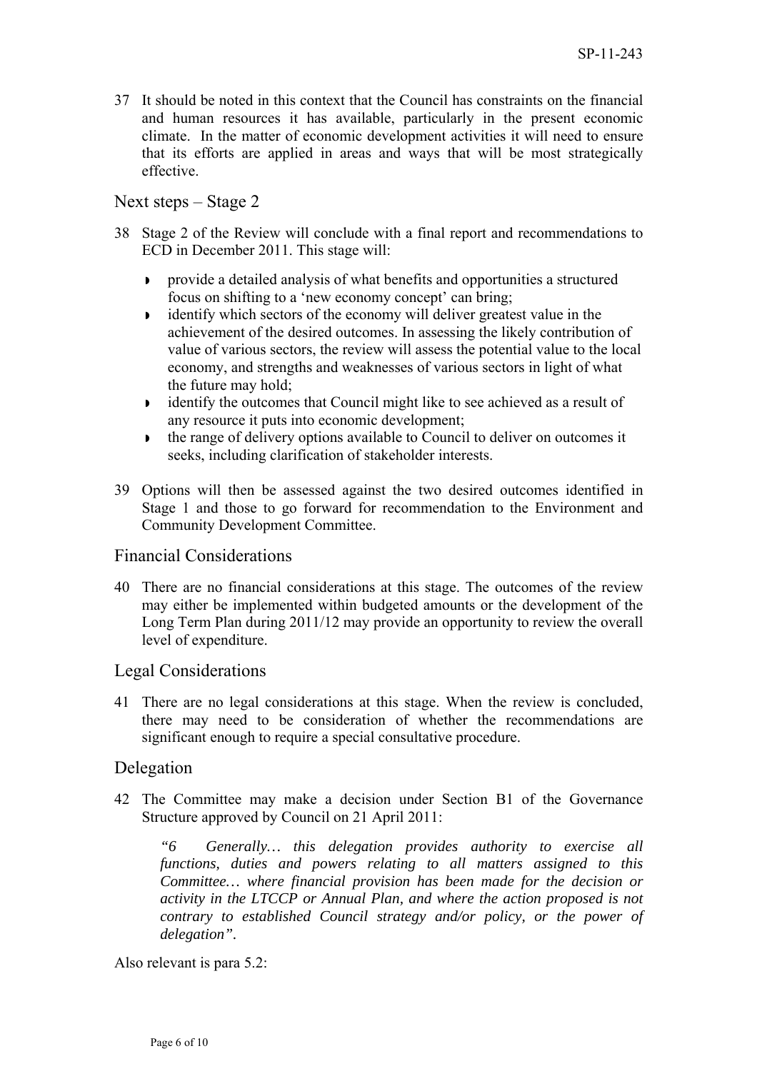37 It should be noted in this context that the Council has constraints on the financial and human resources it has available, particularly in the present economic climate. In the matter of economic development activities it will need to ensure that its efforts are applied in areas and ways that will be most strategically effective.

## Next steps – Stage 2

38 Stage 2 of the Review will conclude with a final report and recommendations to ECD in December 2011. This stage will:

- provide a detailed analysis of what benefits and opportunities a structured focus on shifting to a 'new economy concept' can bring;
- identify which sectors of the economy will deliver greatest value in the achievement of the desired outcomes. In assessing the likely contribution of value of various sectors, the review will assess the potential value to the local economy, and strengths and weaknesses of various sectors in light of what the future may hold;
- identify the outcomes that Council might like to see achieved as a result of any resource it puts into economic development;
- the range of delivery options available to Council to deliver on outcomes it seeks, including clarification of stakeholder interests.

39 Options will then be assessed against the two desired outcomes identified in Stage 1 and those to go forward for recommendation to the Environment and Community Development Committee.

## Financial Considerations

40 There are no financial considerations at this stage. The outcomes of the review may either be implemented within budgeted amounts or the development of the Long Term Plan during 2011/12 may provide an opportunity to review the overall level of expenditure.

## Legal Considerations

41 There are no legal considerations at this stage. When the review is concluded, there may need to be consideration of whether the recommendations are significant enough to require a special consultative procedure.

## Delegation

42 The Committee may make a decision under Section B1 of the Governance Structure approved by Council on 21 April 2011:

> *"6 Generally… this delegation provides authority to exercise all functions, duties and powers relating to all matters assigned to this Committee… where financial provision has been made for the decision or activity in the LTCCP or Annual Plan, and where the action proposed is not contrary to established Council strategy and/or policy, or the power of delegation".*

Also relevant is para 5.2: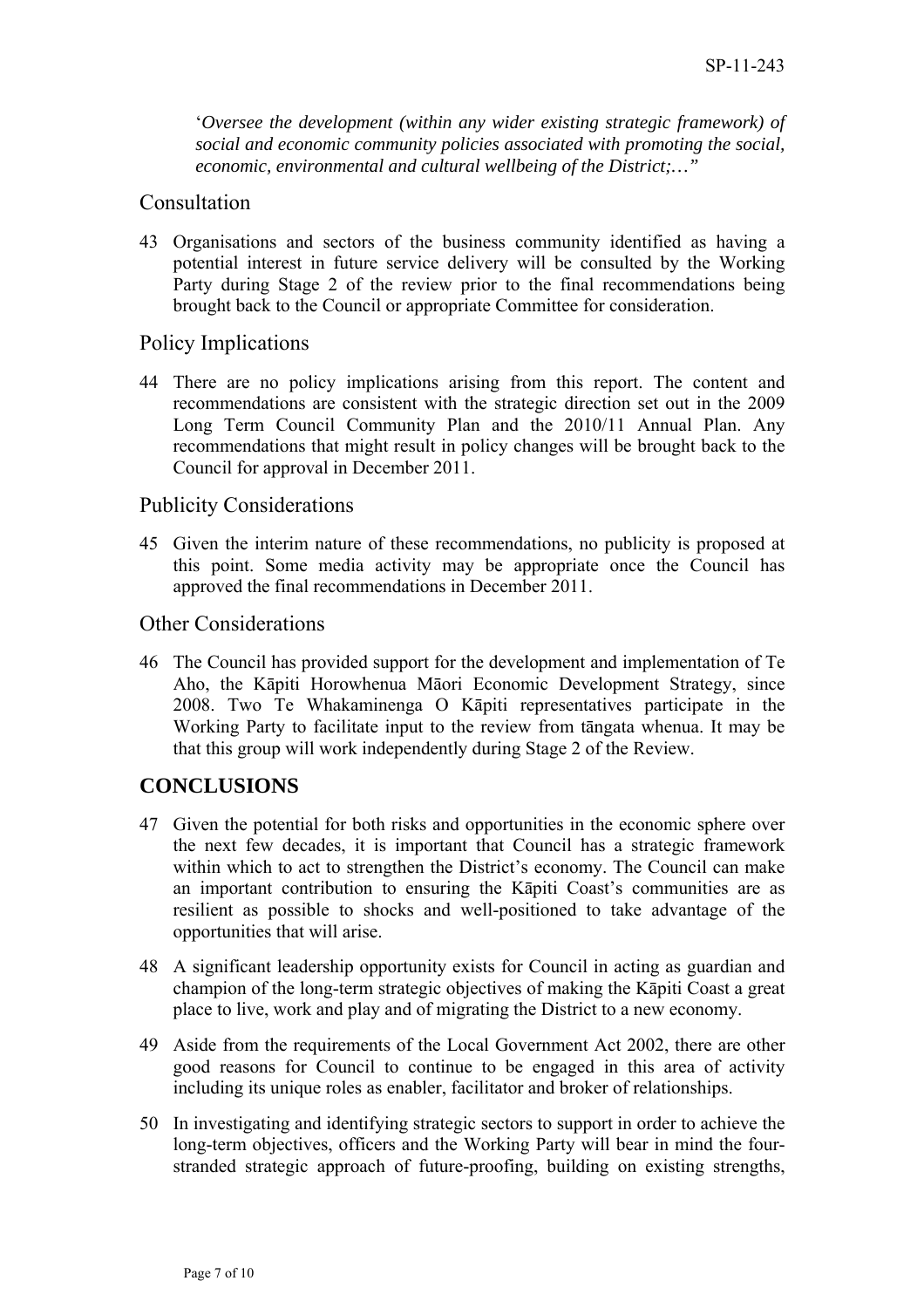'*Oversee the development (within any wider existing strategic framework) of social and economic community policies associated with promoting the social, economic, environmental and cultural wellbeing of the District;…"*

## Consultation

43 Organisations and sectors of the business community identified as having a potential interest in future service delivery will be consulted by the Working Party during Stage 2 of the review prior to the final recommendations being brought back to the Council or appropriate Committee for consideration.

## Policy Implications

44 There are no policy implications arising from this report. The content and recommendations are consistent with the strategic direction set out in the 2009 Long Term Council Community Plan and the 2010/11 Annual Plan. Any recommendations that might result in policy changes will be brought back to the Council for approval in December 2011.

## Publicity Considerations

45 Given the interim nature of these recommendations, no publicity is proposed at this point. Some media activity may be appropriate once the Council has approved the final recommendations in December 2011.

## Other Considerations

46 The Council has provided support for the development and implementation of Te Aho, the Kāpiti Horowhenua Māori Economic Development Strategy, since 2008. Two Te Whakaminenga O Kāpiti representatives participate in the Working Party to facilitate input to the review from tāngata whenua. It may be that this group will work independently during Stage 2 of the Review.

# CONCLUSIONS

47 Given the potential for both risks and opportunities in the economic sphere over the next few decades, it is important that Council has a strategic framework within which to act to strengthen the District's economy. The Council can make an important contribution to ensuring the Kāpiti Coast's communities are as resilient as possible to shocks and well-positioned to take advantage of the opportunities that will arise.

48 A significant leadership opportunity exists for Council in acting as guardian and champion of the long-term strategic objectives of making the Kāpiti Coast a great place to live, work and play and of migrating the District to a new economy.

49 Aside from the requirements of the Local Government Act 2002, there are other good reasons for Council to continue to be engaged in this area of activity including its unique roles as enabler, facilitator and broker of relationships.

50 In investigating and identifying strategic sectors to support in order to achieve the long-term objectives, officers and the Working Party will bear in mind the four-stranded strategic approach of future-proofing, building on existing strengths,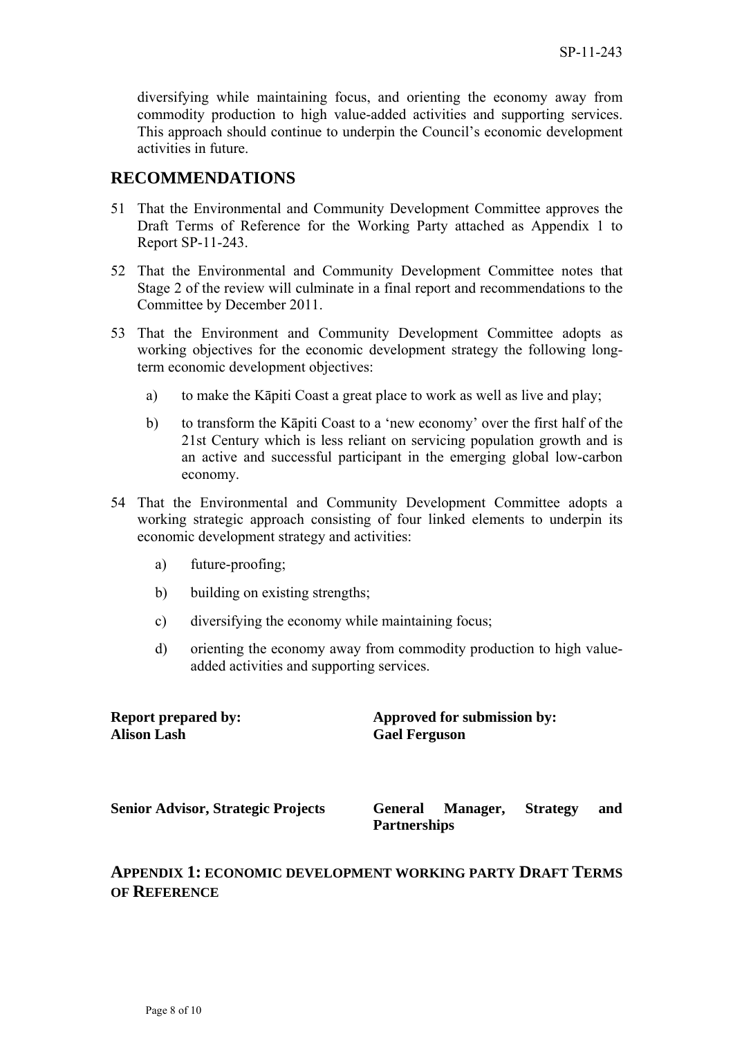diversifying while maintaining focus, and orienting the economy away from commodity production to high value-added activities and supporting services. This approach should continue to underpin the Council's economic development activities in future.

## RECOMMENDATIONS

51 That the Environmental and Community Development Committee approves the Draft Terms of Reference for the Working Party attached as Appendix 1 to Report SP-11-243.

52 That the Environmental and Community Development Committee notes that Stage 2 of the review will culminate in a final report and recommendations to the Committee by December 2011.

53 That the Environment and Community Development Committee adopts as working objectives for the economic development strategy the following long-term economic development objectives:

a) to make the Kāpiti Coast a great place to work as well as live and play;

b) to transform the Kāpiti Coast to a 'new economy' over the first half of the 21st Century which is less reliant on servicing population growth and is an active and successful participant in the emerging global low-carbon economy.

54 That the Environmental and Community Development Committee adopts a working strategic approach consisting of four linked elements to underpin its economic development strategy and activities:

a) future-proofing;

b) building on existing strengths;

c) diversifying the economy while maintaining focus;

d) orienting the economy away from commodity production to high value-added activities and supporting services.

| **Report prepared by:** | **Approved for submission by:** |
|---|---|
| **Alison Lash** | **Gael Ferguson** |
| **Senior Advisor, Strategic Projects** | **General Manager, Strategy and Partnerships** |

## APPENDIX 1: ECONOMIC DEVELOPMENT WORKING PARTY DRAFT TERMS OF REFERENCE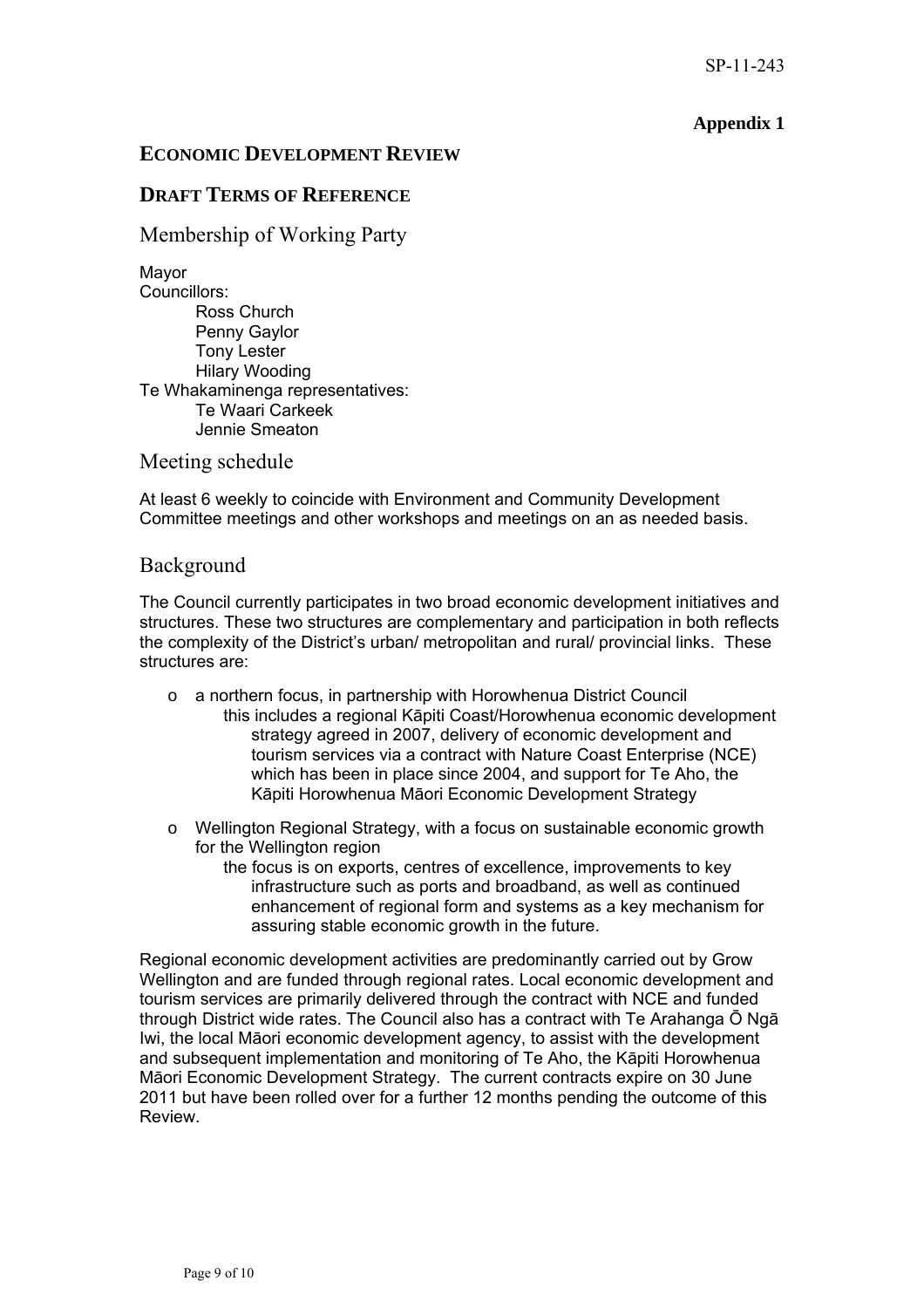SP-11-243

**Appendix 1**

## ECONOMIC DEVELOPMENT REVIEW

## DRAFT TERMS OF REFERENCE

### Membership of Working Party

Mayor
Councillors:
- Ross Church
- Penny Gaylor
- Tony Lester
- Hilary Wooding

Te Whakaminenga representatives:
- Te Waari Carkeek
- Jennie Smeaton

### Meeting schedule

At least 6 weekly to coincide with Environment and Community Development Committee meetings and other workshops and meetings on an as needed basis.

### Background

The Council currently participates in two broad economic development initiatives and structures. These two structures are complementary and participation in both reflects the complexity of the District's urban/ metropolitan and rural/ provincial links. These structures are:

- a northern focus, in partnership with Horowhenua District Council
  - this includes a regional Kāpiti Coast/Horowhenua economic development strategy agreed in 2007, delivery of economic development and tourism services via a contract with Nature Coast Enterprise (NCE) which has been in place since 2004, and support for Te Aho, the Kāpiti Horowhenua Māori Economic Development Strategy
- Wellington Regional Strategy, with a focus on sustainable economic growth for the Wellington region
  - the focus is on exports, centres of excellence, improvements to key infrastructure such as ports and broadband, as well as continued enhancement of regional form and systems as a key mechanism for assuring stable economic growth in the future.

Regional economic development activities are predominantly carried out by Grow Wellington and are funded through regional rates. Local economic development and tourism services are primarily delivered through the contract with NCE and funded through District wide rates. The Council also has a contract with Te Arahanga Ō Ngā Iwi, the local Māori economic development agency, to assist with the development and subsequent implementation and monitoring of Te Aho, the Kāpiti Horowhenua Māori Economic Development Strategy. The current contracts expire on 30 June 2011 but have been rolled over for a further 12 months pending the outcome of this Review.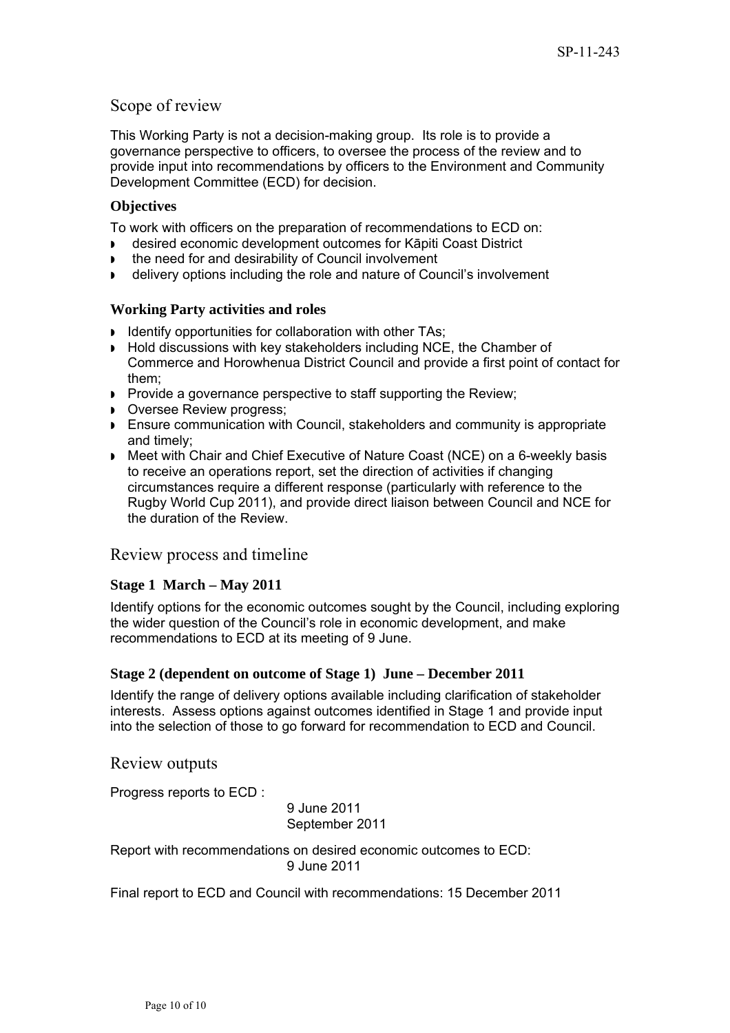## Scope of review

This Working Party is not a decision-making group. Its role is to provide a governance perspective to officers, to oversee the process of the review and to provide input into recommendations by officers to the Environment and Community Development Committee (ECD) for decision.

### Objectives

To work with officers on the preparation of recommendations to ECD on:

- desired economic development outcomes for Kāpiti Coast District
- the need for and desirability of Council involvement
- delivery options including the role and nature of Council's involvement

### Working Party activities and roles

- Identify opportunities for collaboration with other TAs;
- Hold discussions with key stakeholders including NCE, the Chamber of Commerce and Horowhenua District Council and provide a first point of contact for them;
- Provide a governance perspective to staff supporting the Review;
- Oversee Review progress;
- Ensure communication with Council, stakeholders and community is appropriate and timely;
- Meet with Chair and Chief Executive of Nature Coast (NCE) on a 6-weekly basis to receive an operations report, set the direction of activities if changing circumstances require a different response (particularly with reference to the Rugby World Cup 2011), and provide direct liaison between Council and NCE for the duration of the Review.

## Review process and timeline

### Stage 1 March – May 2011

Identify options for the economic outcomes sought by the Council, including exploring the wider question of the Council's role in economic development, and make recommendations to ECD at its meeting of 9 June.

### Stage 2 (dependent on outcome of Stage 1) June – December 2011

Identify the range of delivery options available including clarification of stakeholder interests. Assess options against outcomes identified in Stage 1 and provide input into the selection of those to go forward for recommendation to ECD and Council.

## Review outputs

Progress reports to ECD :
9 June 2011
September 2011

Report with recommendations on desired economic outcomes to ECD:
9 June 2011

Final report to ECD and Council with recommendations: 15 December 2011